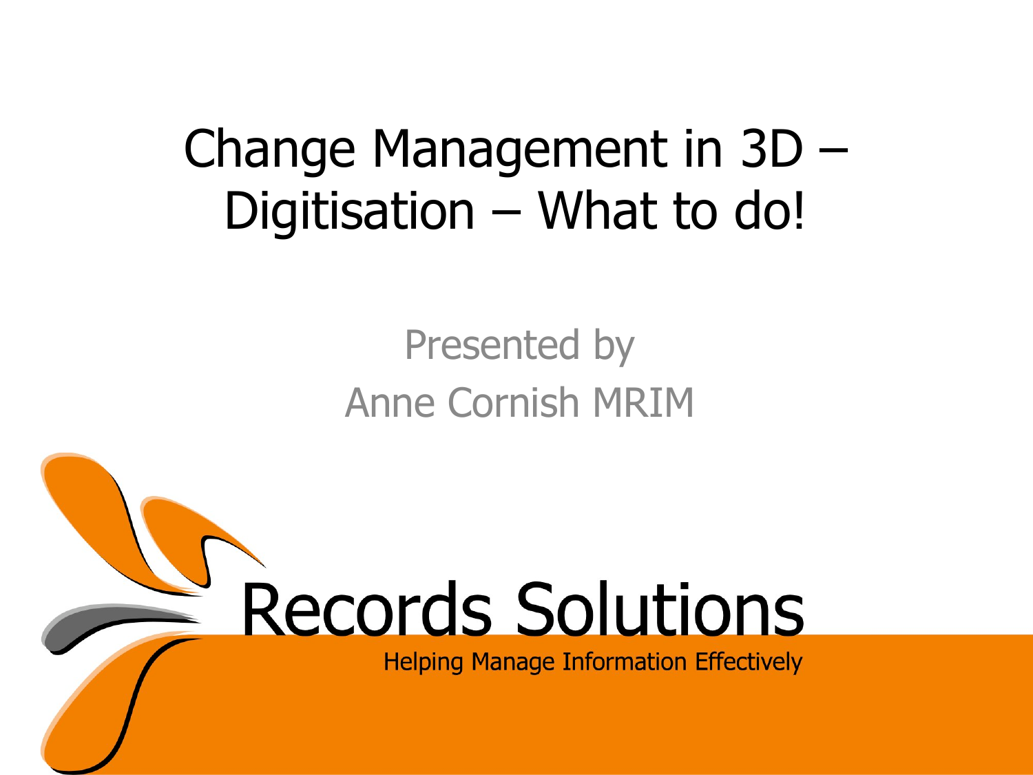# Change Management in 3D – Digitisation – What to do!

Presented by

Anne Cornish MRIM

Records Solutions

Helping Manage Information Effectively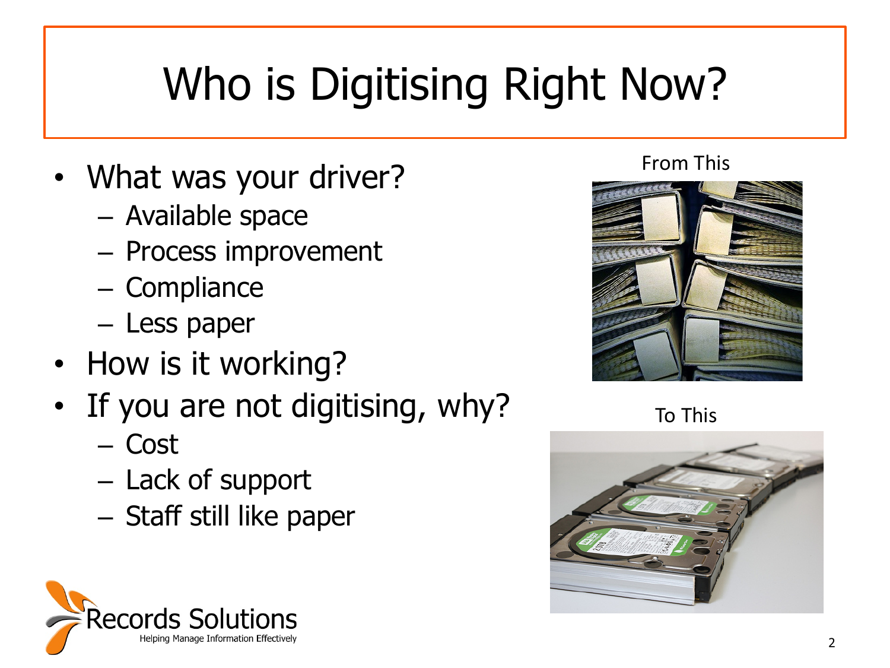# Who is Digitising Right Now?

- What was your driver?
  - Available space
  - Process improvement
  - Compliance
  - Less paper
- How is it working?
- If you are not digitising, why?
  - Cost
  - Lack of support
  - Staff still like paper

From This

To This

Records Solutions
Helping Manage Information Effectively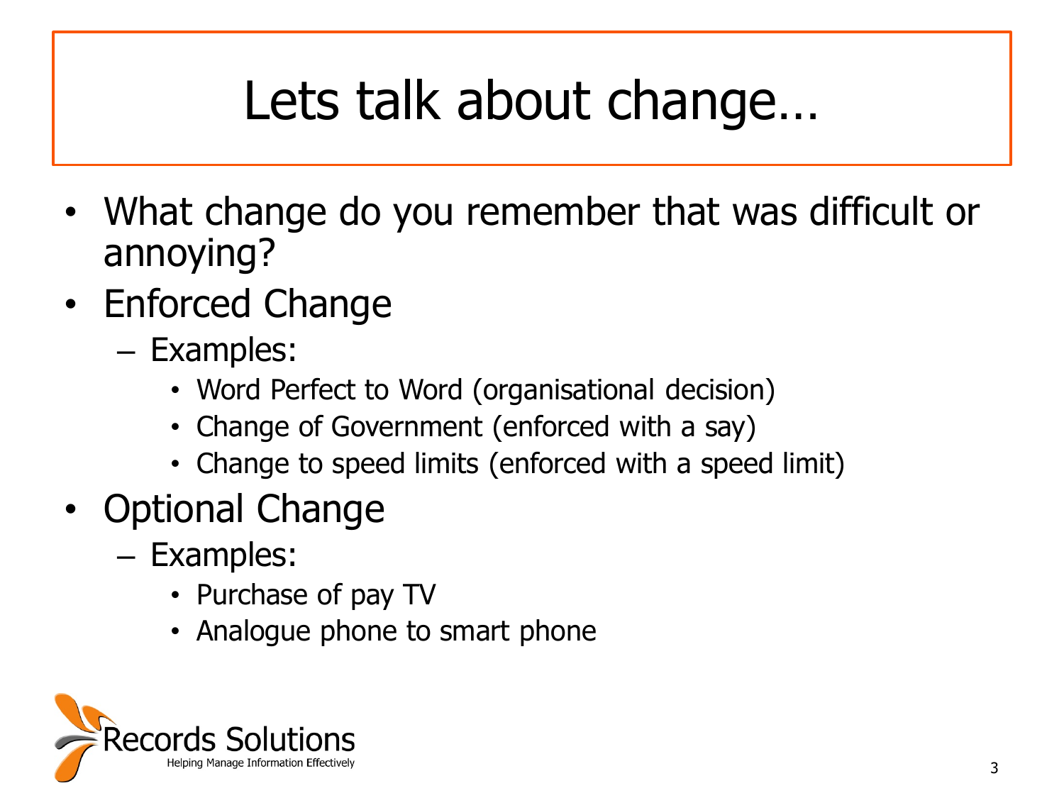# Lets talk about change…

- What change do you remember that was difficult or annoying?
- Enforced Change
  - Examples:
    - Word Perfect to Word (organisational decision)
    - Change of Government (enforced with a say)
    - Change to speed limits (enforced with a speed limit)
- Optional Change
  - Examples:
    - Purchase of pay TV
    - Analogue phone to smart phone

Records Solutions
Helping Manage Information Effectively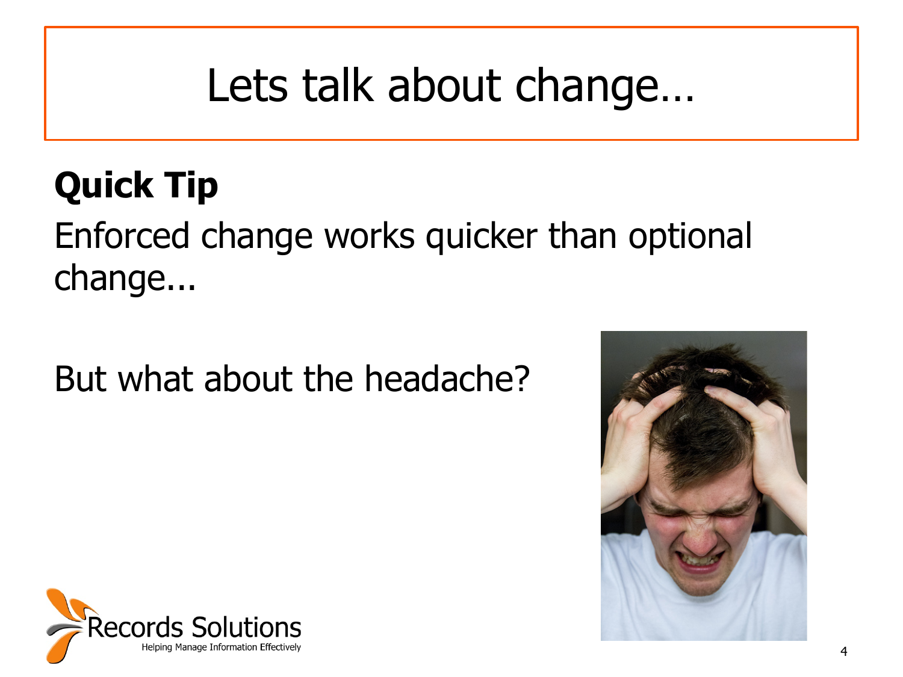# Lets talk about change…

**Quick Tip**

Enforced change works quicker than optional change...

But what about the headache?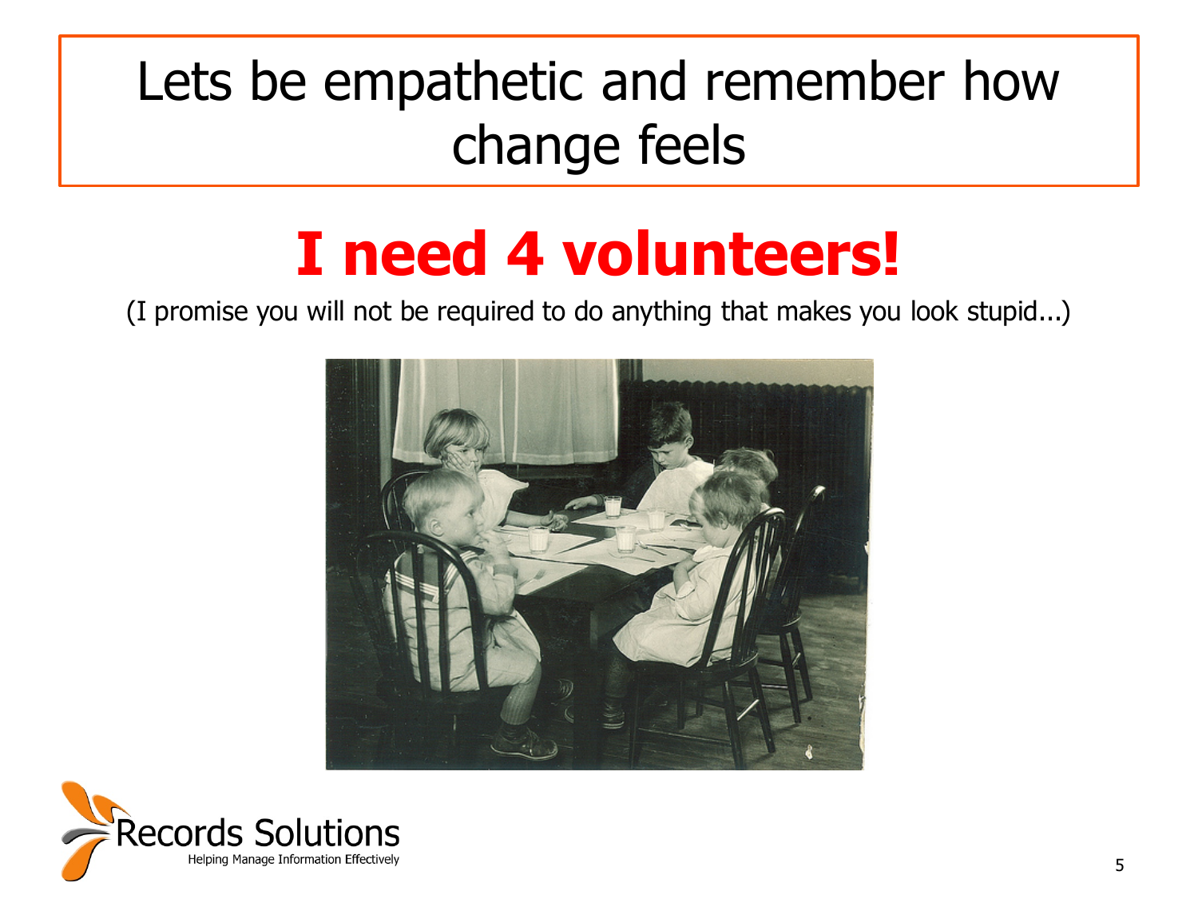# Lets be empathetic and remember how change feels

## **I need 4 volunteers!**

(I promise you will not be required to do anything that makes you look stupid...)

Records Solutions
Helping Manage Information Effectively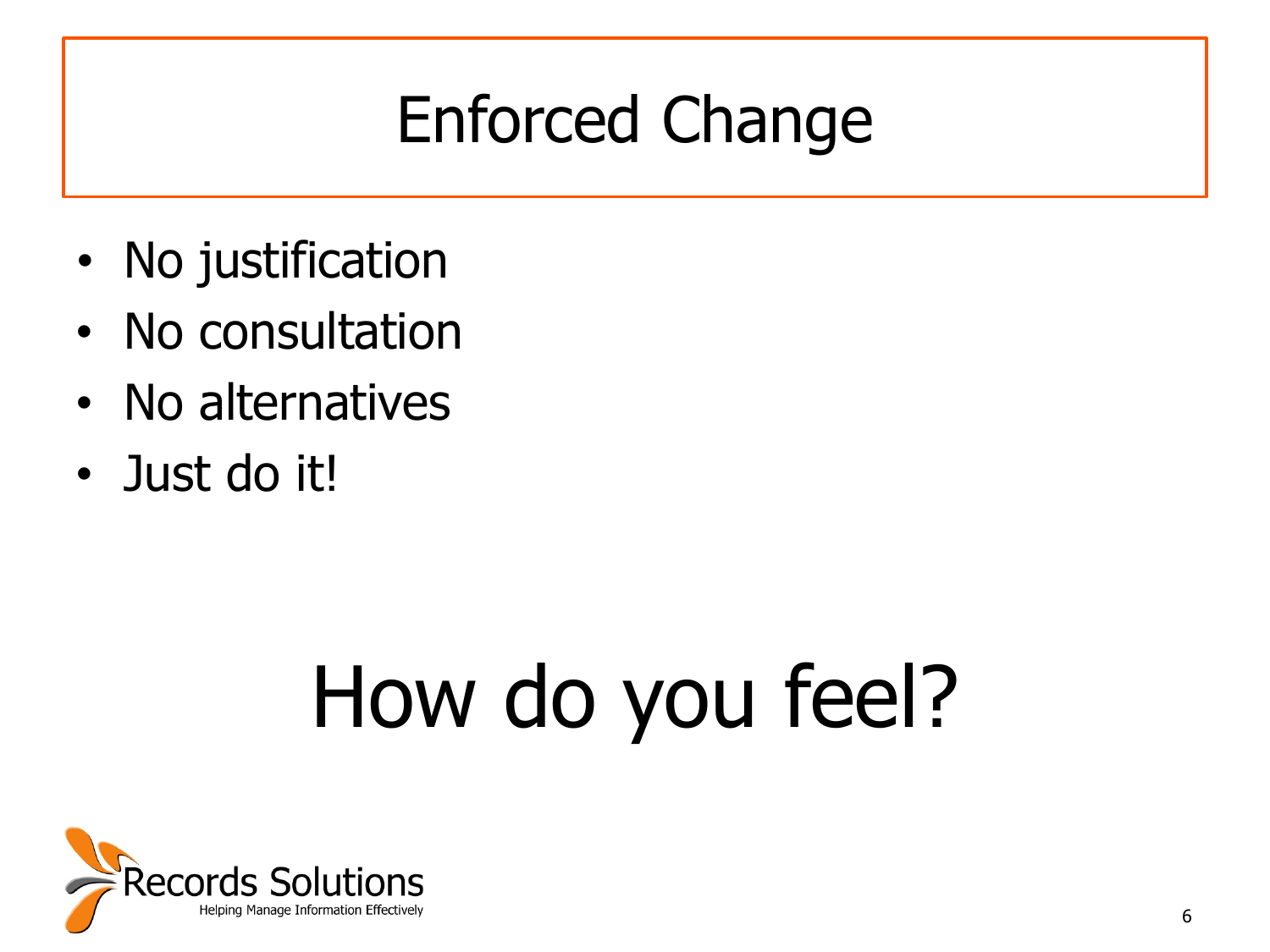# Enforced Change

- No justification
- No consultation
- No alternatives
- Just do it!

## How do you feel?

Records Solutions
Helping Manage Information Effectively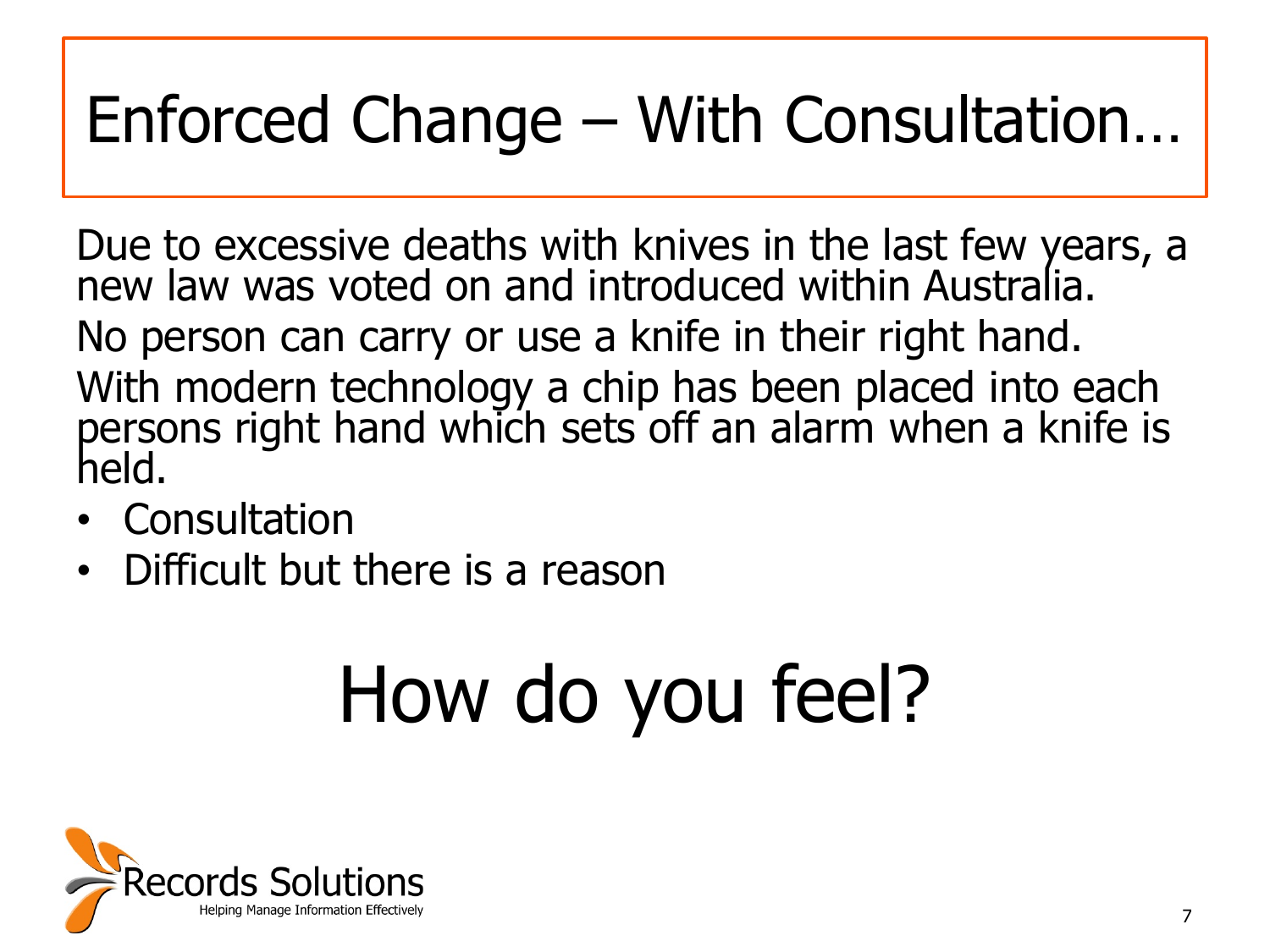# Enforced Change – With Consultation…

Due to excessive deaths with knives in the last few years, a new law was voted on and introduced within Australia.

No person can carry or use a knife in their right hand.

With modern technology a chip has been placed into each persons right hand which sets off an alarm when a knife is held.

- Consultation
- Difficult but there is a reason

## How do you feel?

Records Solutions
Helping Manage Information Effectively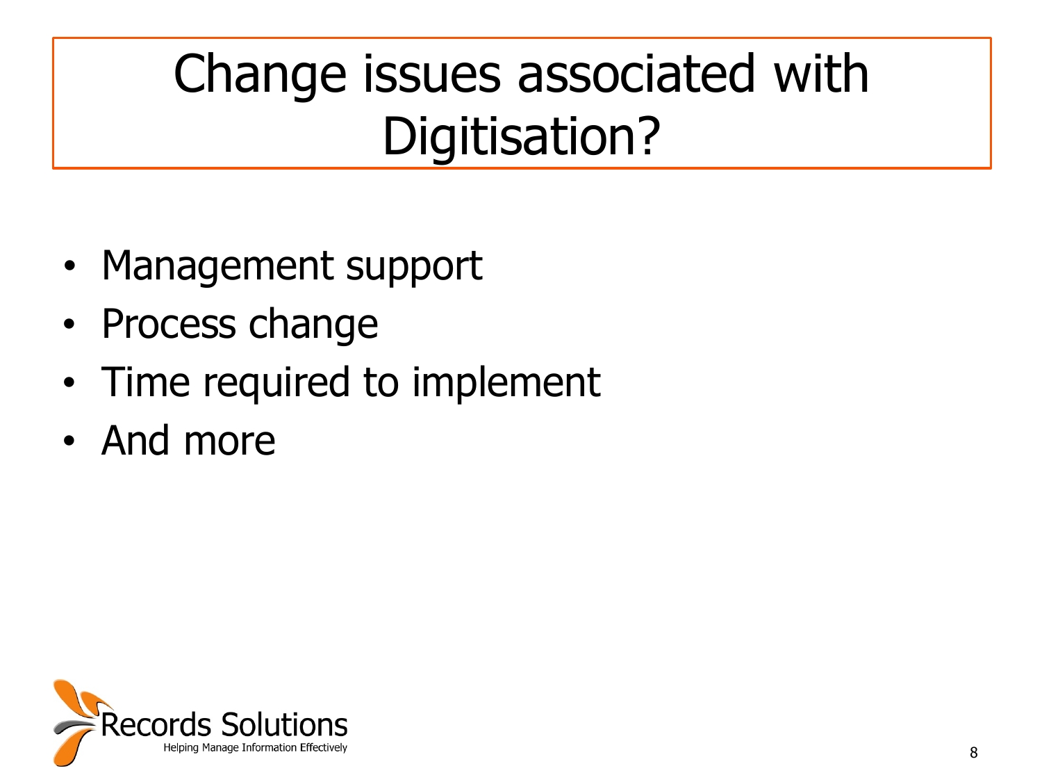# Change issues associated with Digitisation?

- Management support
- Process change
- Time required to implement
- And more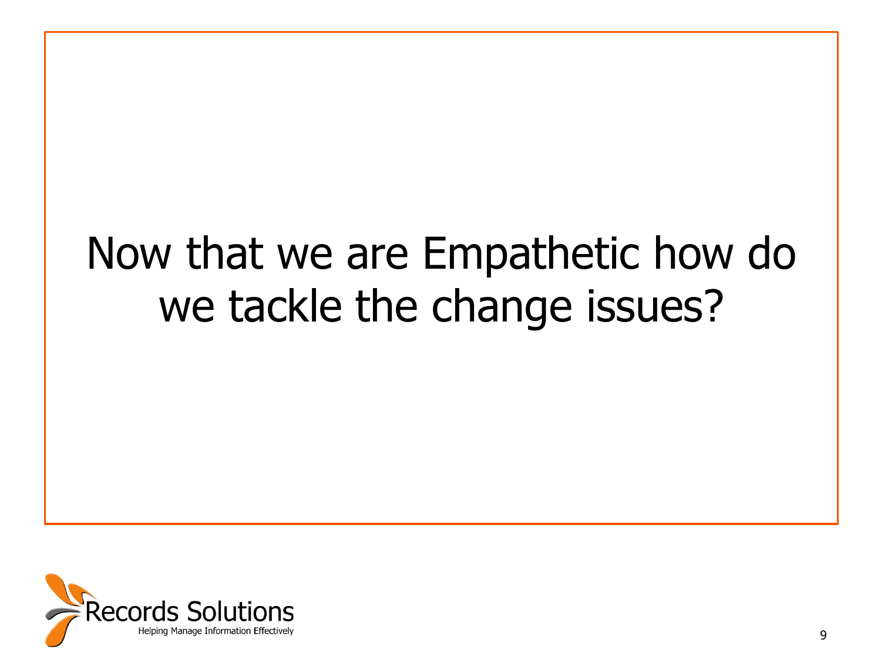# Now that we are Empathetic how do we tackle the change issues?

Records Solutions

Helping Manage Information Effectively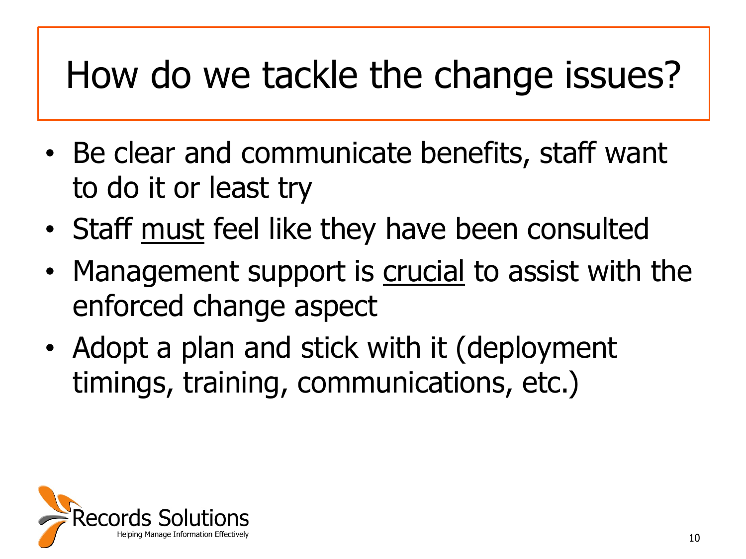# How do we tackle the change issues?

- Be clear and communicate benefits, staff want to do it or least try
- Staff <u>must</u> feel like they have been consulted
- Management support is <u>crucial</u> to assist with the enforced change aspect
- Adopt a plan and stick with it (deployment timings, training, communications, etc.)

Records Solutions
Helping Manage Information Effectively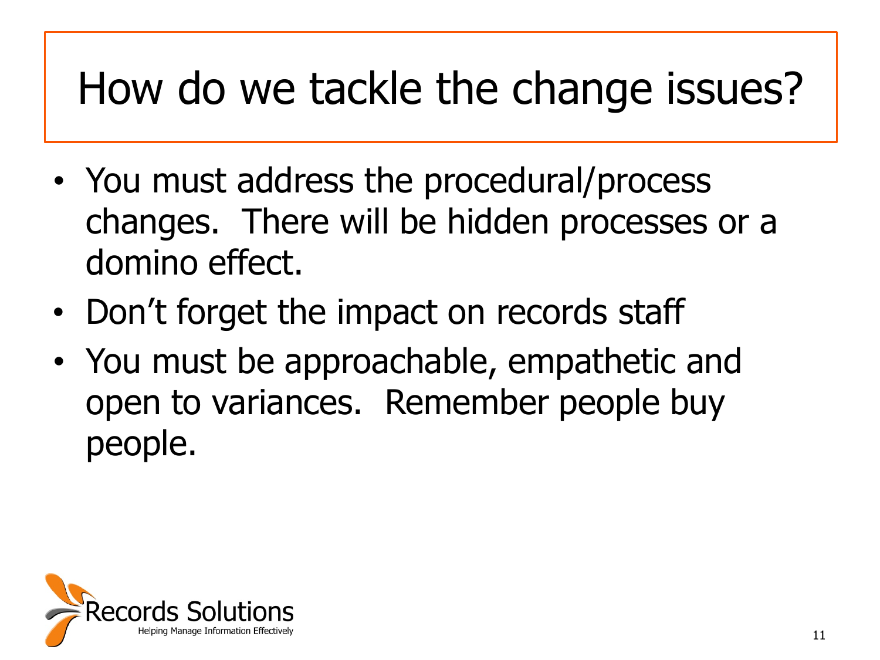# How do we tackle the change issues?

- You must address the procedural/process changes. There will be hidden processes or a domino effect.
- Don't forget the impact on records staff
- You must be approachable, empathetic and open to variances. Remember people buy people.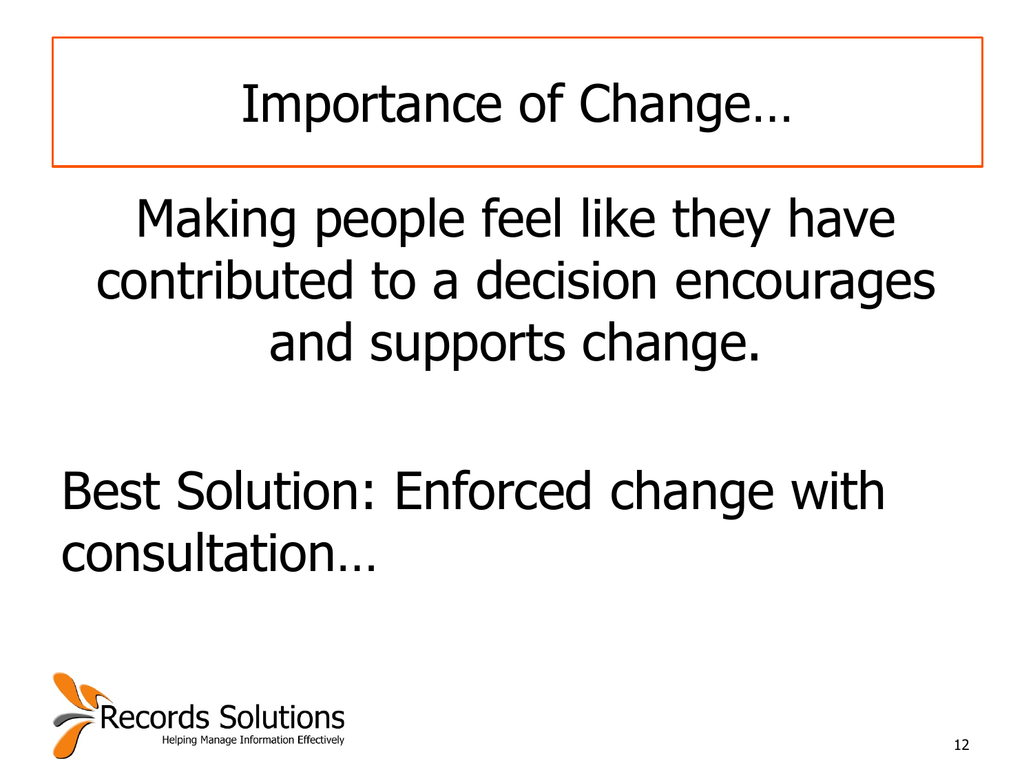# Importance of Change…

Making people feel like they have contributed to a decision encourages and supports change.

Best Solution: Enforced change with consultation…

Records Solutions
Helping Manage Information Effectively